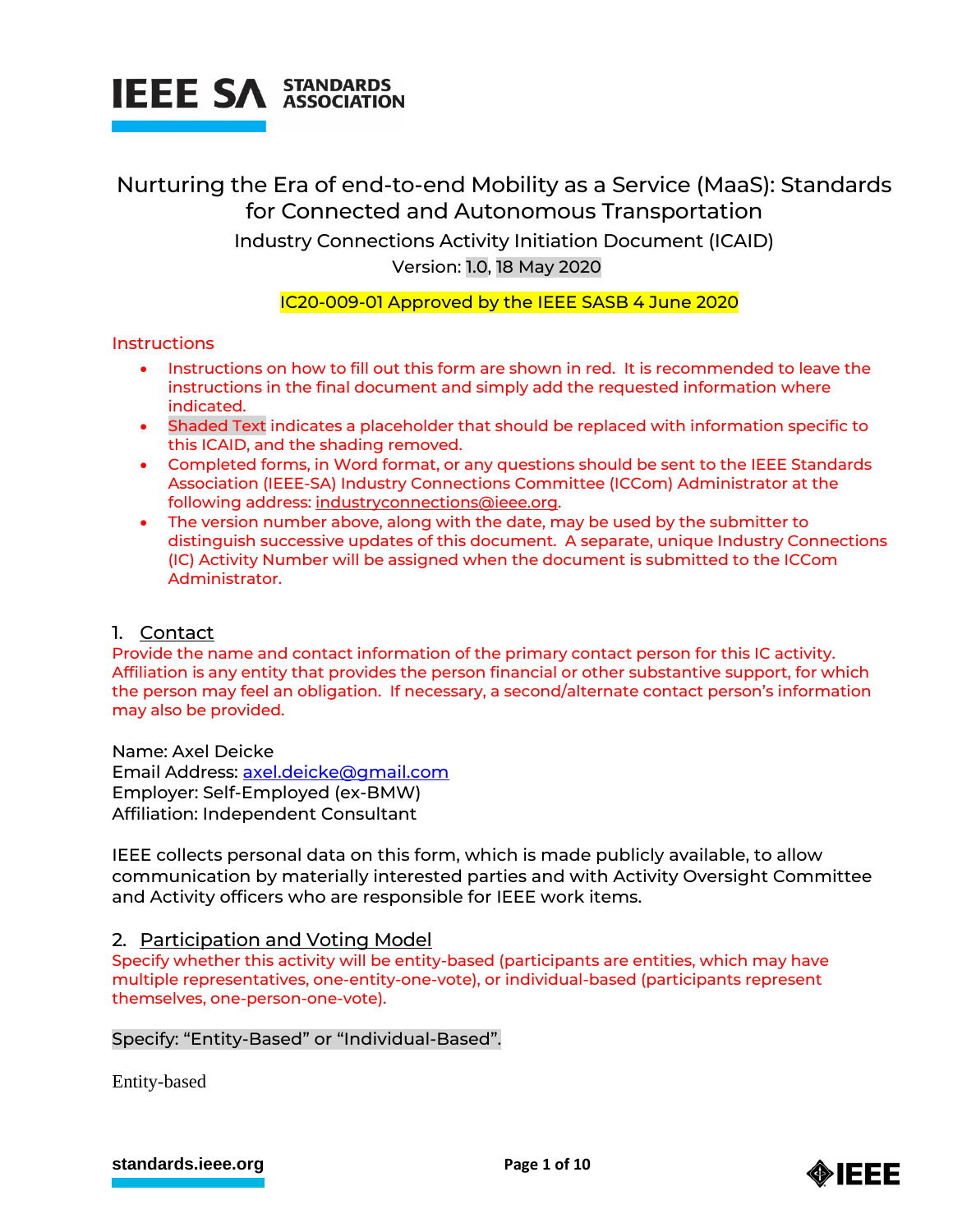IEEE SA STANDARDS ASSOCIATION

# Nurturing the Era of end-to-end Mobility as a Service (MaaS): Standards for Connected and Autonomous Transportation

Industry Connections Activity Initiation Document (ICAID)

Version: 1.0, 18 May 2020

IC20-009-01 Approved by the IEEE SASB 4 June 2020

## Instructions

- Instructions on how to fill out this form are shown in red. It is recommended to leave the instructions in the final document and simply add the requested information where indicated.
- Shaded Text indicates a placeholder that should be replaced with information specific to this ICAID, and the shading removed.
- Completed forms, in Word format, or any questions should be sent to the IEEE Standards Association (IEEE-SA) Industry Connections Committee (ICCom) Administrator at the following address: industryconnections@ieee.org.
- The version number above, along with the date, may be used by the submitter to distinguish successive updates of this document. A separate, unique Industry Connections (IC) Activity Number will be assigned when the document is submitted to the ICCom Administrator.

## 1. Contact

Provide the name and contact information of the primary contact person for this IC activity. Affiliation is any entity that provides the person financial or other substantive support, for which the person may feel an obligation. If necessary, a second/alternate contact person's information may also be provided.

Name: Axel Deicke
Email Address: axel.deicke@gmail.com
Employer: Self-Employed (ex-BMW)
Affiliation: Independent Consultant

IEEE collects personal data on this form, which is made publicly available, to allow communication by materially interested parties and with Activity Oversight Committee and Activity officers who are responsible for IEEE work items.

## 2. Participation and Voting Model

Specify whether this activity will be entity-based (participants are entities, which may have multiple representatives, one-entity-one-vote), or individual-based (participants represent themselves, one-person-one-vote).

Specify: "Entity-Based" or "Individual-Based".

Entity-based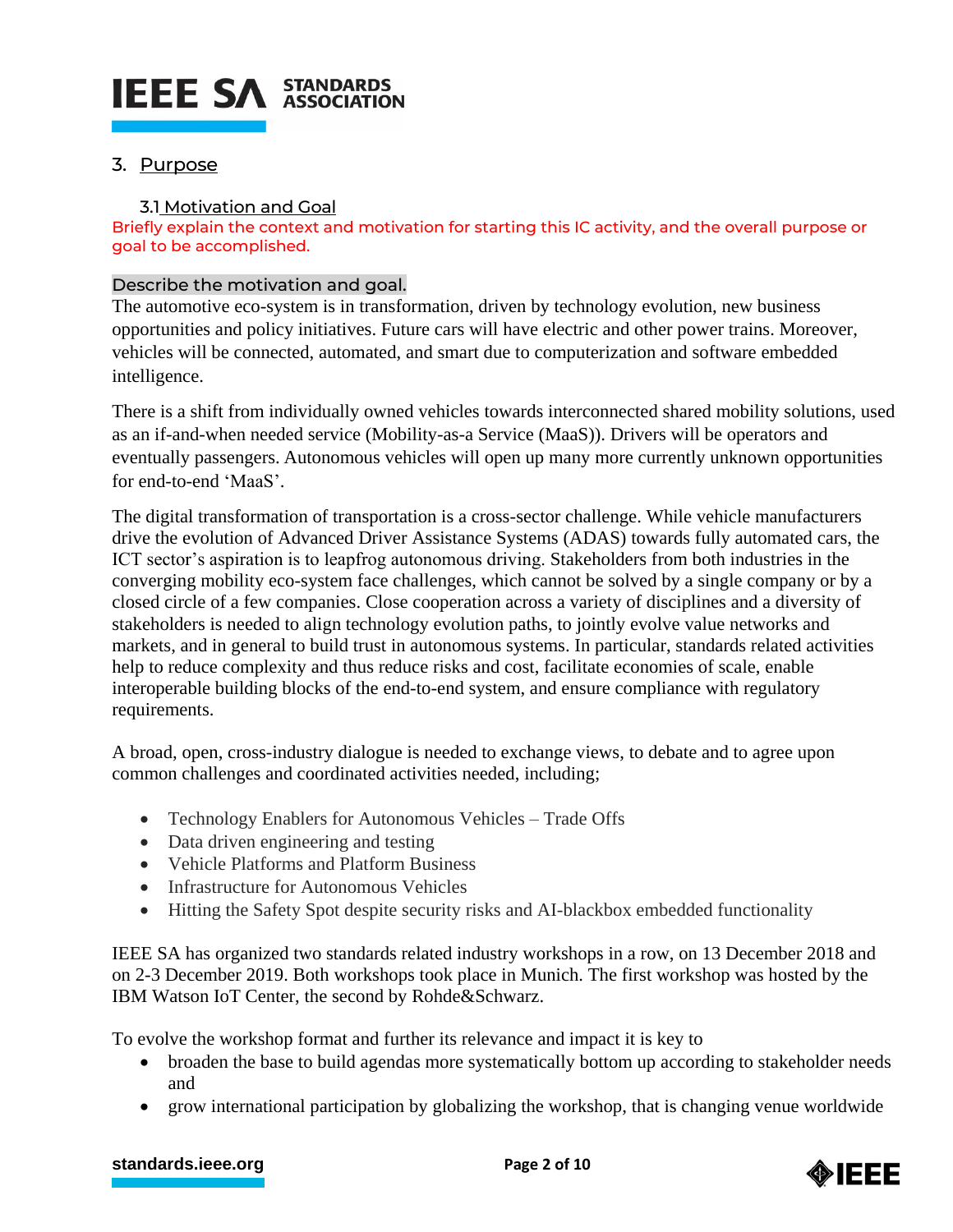## 3. Purpose

### 3.1 Motivation and Goal

Briefly explain the context and motivation for starting this IC activity, and the overall purpose or goal to be accomplished.

Describe the motivation and goal.

The automotive eco-system is in transformation, driven by technology evolution, new business opportunities and policy initiatives. Future cars will have electric and other power trains. Moreover, vehicles will be connected, automated, and smart due to computerization and software embedded intelligence.

There is a shift from individually owned vehicles towards interconnected shared mobility solutions, used as an if-and-when needed service (Mobility-as-a Service (MaaS)). Drivers will be operators and eventually passengers. Autonomous vehicles will open up many more currently unknown opportunities for end-to-end 'MaaS'.

The digital transformation of transportation is a cross-sector challenge. While vehicle manufacturers drive the evolution of Advanced Driver Assistance Systems (ADAS) towards fully automated cars, the ICT sector's aspiration is to leapfrog autonomous driving. Stakeholders from both industries in the converging mobility eco-system face challenges, which cannot be solved by a single company or by a closed circle of a few companies. Close cooperation across a variety of disciplines and a diversity of stakeholders is needed to align technology evolution paths, to jointly evolve value networks and markets, and in general to build trust in autonomous systems. In particular, standards related activities help to reduce complexity and thus reduce risks and cost, facilitate economies of scale, enable interoperable building blocks of the end-to-end system, and ensure compliance with regulatory requirements.

A broad, open, cross-industry dialogue is needed to exchange views, to debate and to agree upon common challenges and coordinated activities needed, including;

- Technology Enablers for Autonomous Vehicles – Trade Offs
- Data driven engineering and testing
- Vehicle Platforms and Platform Business
- Infrastructure for Autonomous Vehicles
- Hitting the Safety Spot despite security risks and AI-blackbox embedded functionality

IEEE SA has organized two standards related industry workshops in a row, on 13 December 2018 and on 2-3 December 2019. Both workshops took place in Munich. The first workshop was hosted by the IBM Watson IoT Center, the second by Rohde&Schwarz.

To evolve the workshop format and further its relevance and impact it is key to

- broaden the base to build agendas more systematically bottom up according to stakeholder needs and
- grow international participation by globalizing the workshop, that is changing venue worldwide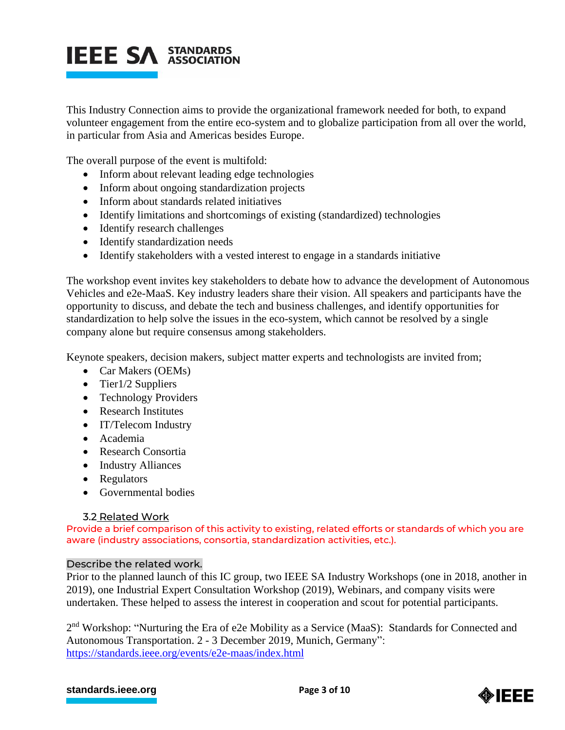This Industry Connection aims to provide the organizational framework needed for both, to expand volunteer engagement from the entire eco-system and to globalize participation from all over the world, in particular from Asia and Americas besides Europe.

The overall purpose of the event is multifold:

- Inform about relevant leading edge technologies
- Inform about ongoing standardization projects
- Inform about standards related initiatives
- Identify limitations and shortcomings of existing (standardized) technologies
- Identify research challenges
- Identify standardization needs
- Identify stakeholders with a vested interest to engage in a standards initiative

The workshop event invites key stakeholders to debate how to advance the development of Autonomous Vehicles and e2e-MaaS. Key industry leaders share their vision. All speakers and participants have the opportunity to discuss, and debate the tech and business challenges, and identify opportunities for standardization to help solve the issues in the eco-system, which cannot be resolved by a single company alone but require consensus among stakeholders.

Keynote speakers, decision makers, subject matter experts and technologists are invited from;

- Car Makers (OEMs)
- Tier1/2 Suppliers
- Technology Providers
- Research Institutes
- IT/Telecom Industry
- Academia
- Research Consortia
- Industry Alliances
- Regulators
- Governmental bodies

### 3.2 Related Work

Provide a brief comparison of this activity to existing, related efforts or standards of which you are aware (industry associations, consortia, standardization activities, etc.).

Describe the related work.

Prior to the planned launch of this IC group, two IEEE SA Industry Workshops (one in 2018, another in 2019), one Industrial Expert Consultation Workshop (2019), Webinars, and company visits were undertaken. These helped to assess the interest in cooperation and scout for potential participants.

2nd Workshop: "Nurturing the Era of e2e Mobility as a Service (MaaS): Standards for Connected and Autonomous Transportation. 2 - 3 December 2019, Munich, Germany": https://standards.ieee.org/events/e2e-maas/index.html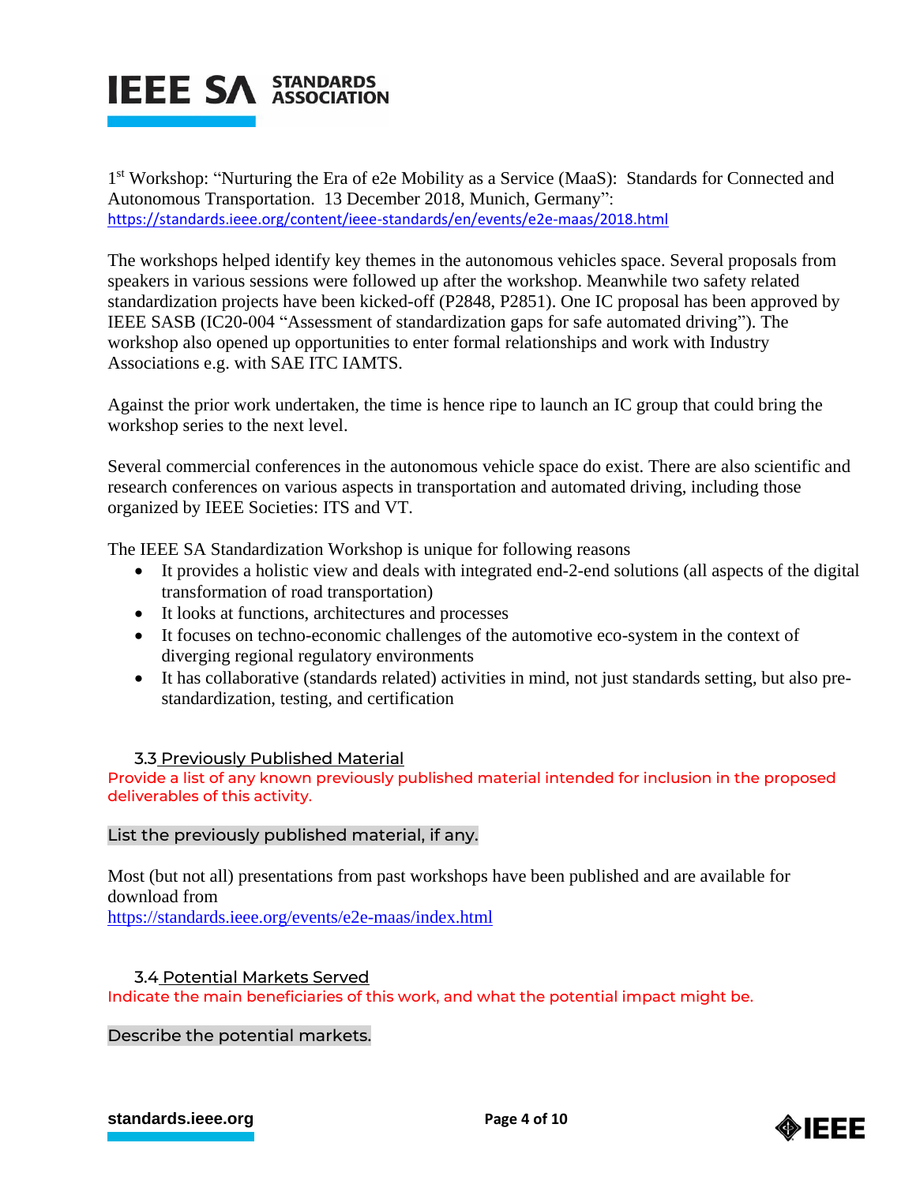1st Workshop: "Nurturing the Era of e2e Mobility as a Service (MaaS): Standards for Connected and Autonomous Transportation. 13 December 2018, Munich, Germany": https://standards.ieee.org/content/ieee-standards/en/events/e2e-maas/2018.html

The workshops helped identify key themes in the autonomous vehicles space. Several proposals from speakers in various sessions were followed up after the workshop. Meanwhile two safety related standardization projects have been kicked-off (P2848, P2851). One IC proposal has been approved by IEEE SASB (IC20-004 "Assessment of standardization gaps for safe automated driving"). The workshop also opened up opportunities to enter formal relationships and work with Industry Associations e.g. with SAE ITC IAMTS.

Against the prior work undertaken, the time is hence ripe to launch an IC group that could bring the workshop series to the next level.

Several commercial conferences in the autonomous vehicle space do exist. There are also scientific and research conferences on various aspects in transportation and automated driving, including those organized by IEEE Societies: ITS and VT.

The IEEE SA Standardization Workshop is unique for following reasons

- It provides a holistic view and deals with integrated end-2-end solutions (all aspects of the digital transformation of road transportation)
- It looks at functions, architectures and processes
- It focuses on techno-economic challenges of the automotive eco-system in the context of diverging regional regulatory environments
- It has collaborative (standards related) activities in mind, not just standards setting, but also pre-standardization, testing, and certification

### 3.3 Previously Published Material

Provide a list of any known previously published material intended for inclusion in the proposed deliverables of this activity.

List the previously published material, if any.

Most (but not all) presentations from past workshops have been published and are available for download from
https://standards.ieee.org/events/e2e-maas/index.html

### 3.4 Potential Markets Served

Indicate the main beneficiaries of this work, and what the potential impact might be.

Describe the potential markets.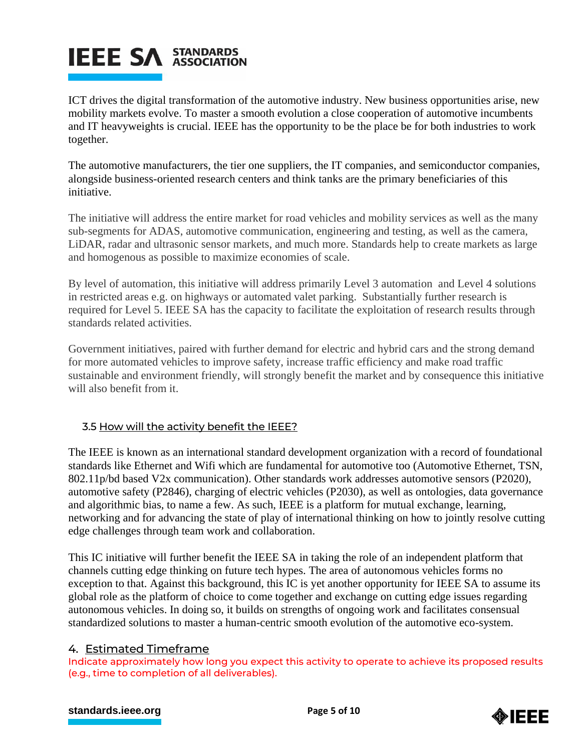ICT drives the digital transformation of the automotive industry. New business opportunities arise, new mobility markets evolve. To master a smooth evolution a close cooperation of automotive incumbents and IT heavyweights is crucial. IEEE has the opportunity to be the place be for both industries to work together.

The automotive manufacturers, the tier one suppliers, the IT companies, and semiconductor companies, alongside business-oriented research centers and think tanks are the primary beneficiaries of this initiative.

The initiative will address the entire market for road vehicles and mobility services as well as the many sub-segments for ADAS, automotive communication, engineering and testing, as well as the camera, LiDAR, radar and ultrasonic sensor markets, and much more. Standards help to create markets as large and homogenous as possible to maximize economies of scale.

By level of automation, this initiative will address primarily Level 3 automation and Level 4 solutions in restricted areas e.g. on highways or automated valet parking. Substantially further research is required for Level 5. IEEE SA has the capacity to facilitate the exploitation of research results through standards related activities.

Government initiatives, paired with further demand for electric and hybrid cars and the strong demand for more automated vehicles to improve safety, increase traffic efficiency and make road traffic sustainable and environment friendly, will strongly benefit the market and by consequence this initiative will also benefit from it.

### 3.5 How will the activity benefit the IEEE?

The IEEE is known as an international standard development organization with a record of foundational standards like Ethernet and Wifi which are fundamental for automotive too (Automotive Ethernet, TSN, 802.11p/bd based V2x communication). Other standards work addresses automotive sensors (P2020), automotive safety (P2846), charging of electric vehicles (P2030), as well as ontologies, data governance and algorithmic bias, to name a few. As such, IEEE is a platform for mutual exchange, learning, networking and for advancing the state of play of international thinking on how to jointly resolve cutting edge challenges through team work and collaboration.

This IC initiative will further benefit the IEEE SA in taking the role of an independent platform that channels cutting edge thinking on future tech hypes. The area of autonomous vehicles forms no exception to that. Against this background, this IC is yet another opportunity for IEEE SA to assume its global role as the platform of choice to come together and exchange on cutting edge issues regarding autonomous vehicles. In doing so, it builds on strengths of ongoing work and facilitates consensual standardized solutions to master a human-centric smooth evolution of the automotive eco-system.

## 4. Estimated Timeframe

Indicate approximately how long you expect this activity to operate to achieve its proposed results (e.g., time to completion of all deliverables).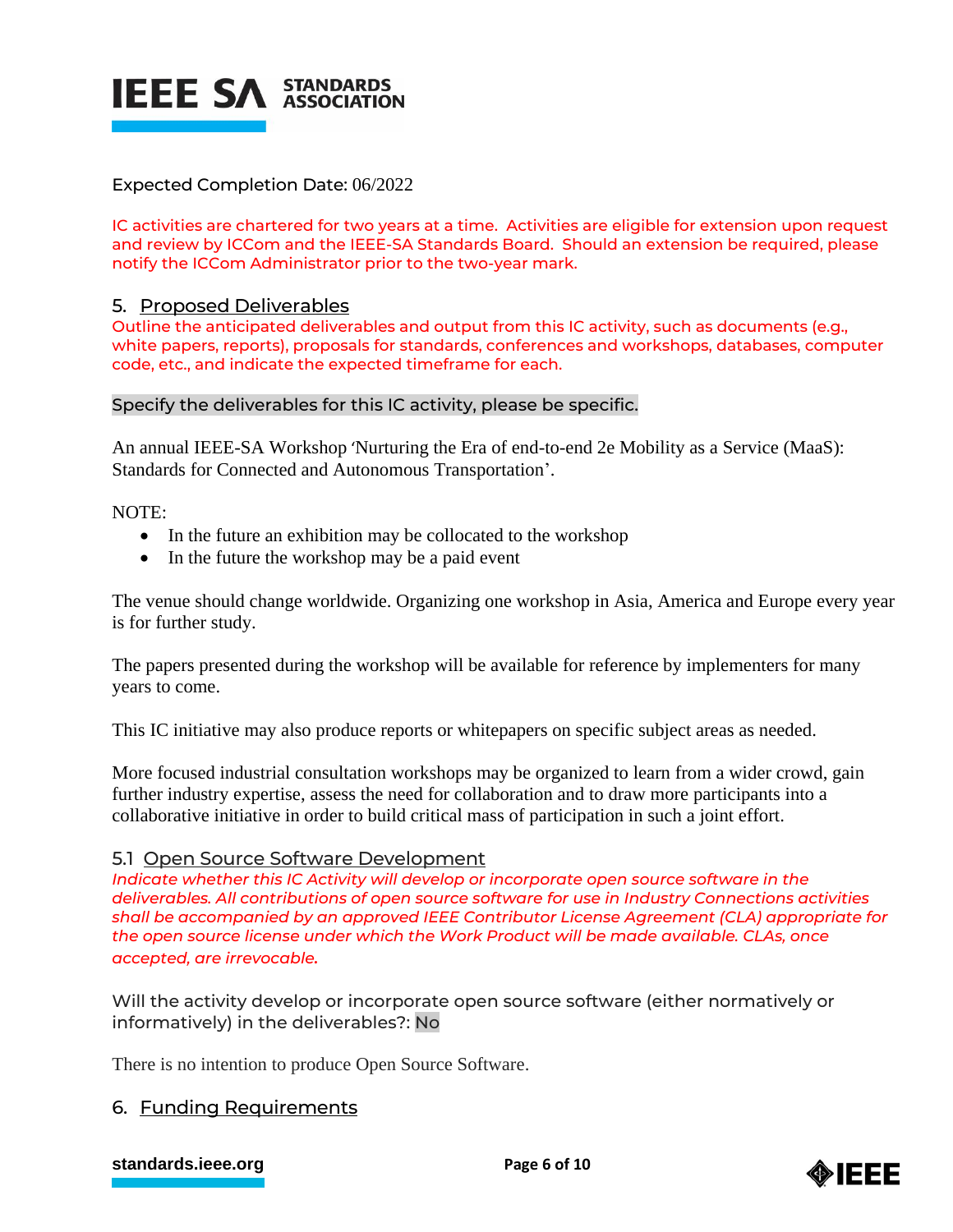Expected Completion Date: 06/2022

IC activities are chartered for two years at a time. Activities are eligible for extension upon request and review by ICCom and the IEEE-SA Standards Board. Should an extension be required, please notify the ICCom Administrator prior to the two-year mark.

## 5. Proposed Deliverables

Outline the anticipated deliverables and output from this IC activity, such as documents (e.g., white papers, reports), proposals for standards, conferences and workshops, databases, computer code, etc., and indicate the expected timeframe for each.

Specify the deliverables for this IC activity, please be specific.

An annual IEEE-SA Workshop 'Nurturing the Era of end-to-end 2e Mobility as a Service (MaaS): Standards for Connected and Autonomous Transportation'.

NOTE:

- In the future an exhibition may be collocated to the workshop
- In the future the workshop may be a paid event

The venue should change worldwide. Organizing one workshop in Asia, America and Europe every year is for further study.

The papers presented during the workshop will be available for reference by implementers for many years to come.

This IC initiative may also produce reports or whitepapers on specific subject areas as needed.

More focused industrial consultation workshops may be organized to learn from a wider crowd, gain further industry expertise, assess the need for collaboration and to draw more participants into a collaborative initiative in order to build critical mass of participation in such a joint effort.

### 5.1 Open Source Software Development

*Indicate whether this IC Activity will develop or incorporate open source software in the deliverables. All contributions of open source software for use in Industry Connections activities shall be accompanied by an approved IEEE Contributor License Agreement (CLA) appropriate for the open source license under which the Work Product will be made available. CLAs, once accepted, are irrevocable.*

Will the activity develop or incorporate open source software (either normatively or informatively) in the deliverables?: No

There is no intention to produce Open Source Software.

## 6. Funding Requirements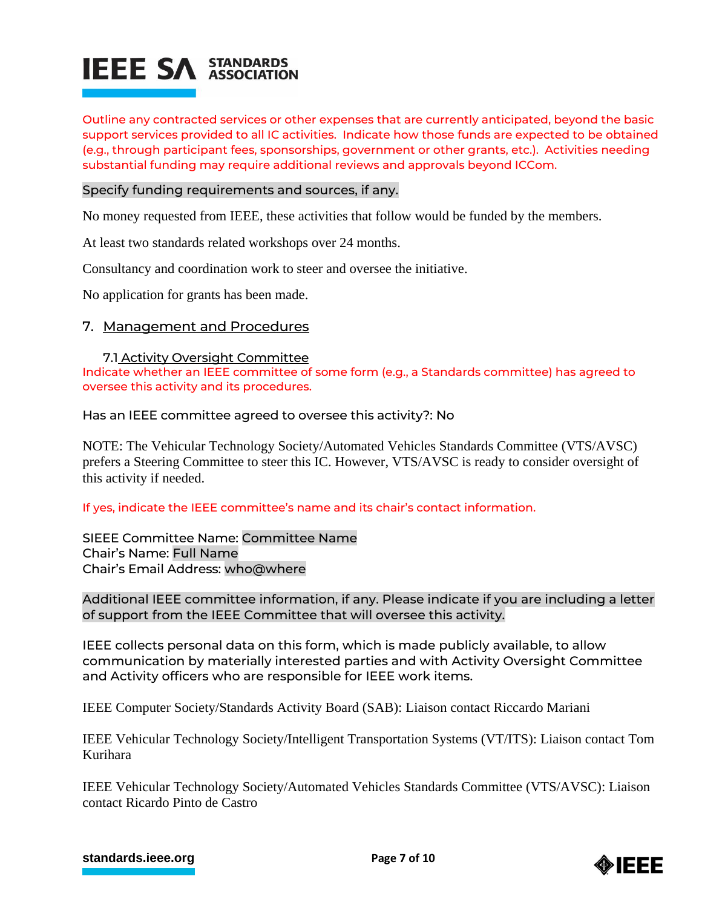Outline any contracted services or other expenses that are currently anticipated, beyond the basic support services provided to all IC activities. Indicate how those funds are expected to be obtained (e.g., through participant fees, sponsorships, government or other grants, etc.). Activities needing substantial funding may require additional reviews and approvals beyond ICCom.

Specify funding requirements and sources, if any.

No money requested from IEEE, these activities that follow would be funded by the members.

At least two standards related workshops over 24 months.

Consultancy and coordination work to steer and oversee the initiative.

No application for grants has been made.

## 7. Management and Procedures

### 7.1 Activity Oversight Committee

Indicate whether an IEEE committee of some form (e.g., a Standards committee) has agreed to oversee this activity and its procedures.

Has an IEEE committee agreed to oversee this activity?: No

NOTE: The Vehicular Technology Society/Automated Vehicles Standards Committee (VTS/AVSC) prefers a Steering Committee to steer this IC. However, VTS/AVSC is ready to consider oversight of this activity if needed.

If yes, indicate the IEEE committee's name and its chair's contact information.

SIEEE Committee Name: Committee Name
Chair's Name: Full Name
Chair's Email Address: who@where

Additional IEEE committee information, if any. Please indicate if you are including a letter of support from the IEEE Committee that will oversee this activity.

IEEE collects personal data on this form, which is made publicly available, to allow communication by materially interested parties and with Activity Oversight Committee and Activity officers who are responsible for IEEE work items.

IEEE Computer Society/Standards Activity Board (SAB): Liaison contact Riccardo Mariani

IEEE Vehicular Technology Society/Intelligent Transportation Systems (VT/ITS): Liaison contact Tom Kurihara

IEEE Vehicular Technology Society/Automated Vehicles Standards Committee (VTS/AVSC): Liaison contact Ricardo Pinto de Castro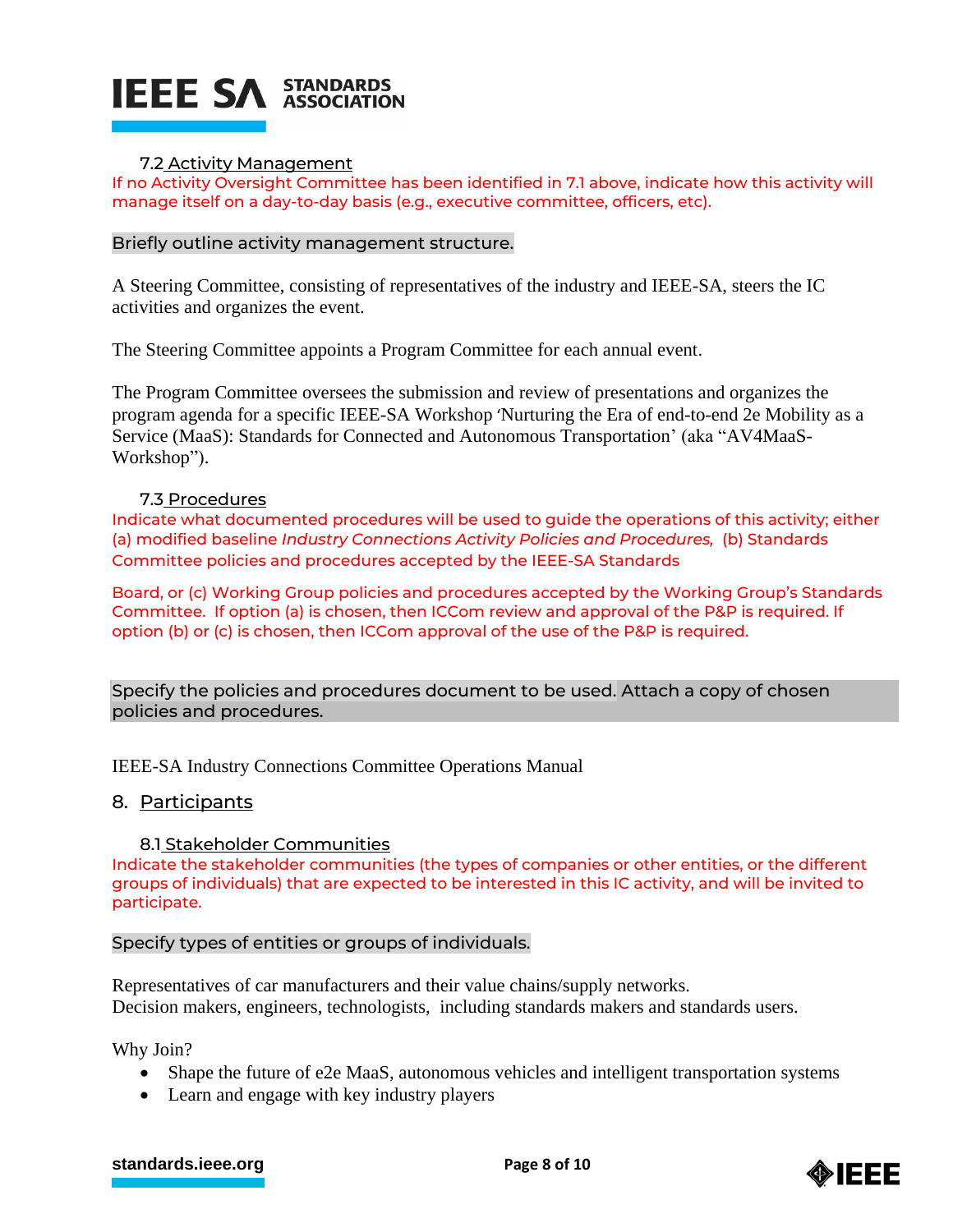### 7.2 Activity Management

If no Activity Oversight Committee has been identified in 7.1 above, indicate how this activity will manage itself on a day-to-day basis (e.g., executive committee, officers, etc).

Briefly outline activity management structure.

A Steering Committee, consisting of representatives of the industry and IEEE-SA, steers the IC activities and organizes the event.

The Steering Committee appoints a Program Committee for each annual event.

The Program Committee oversees the submission and review of presentations and organizes the program agenda for a specific IEEE-SA Workshop 'Nurturing the Era of end-to-end 2e Mobility as a Service (MaaS): Standards for Connected and Autonomous Transportation' (aka "AV4MaaS-Workshop").

### 7.3 Procedures

Indicate what documented procedures will be used to guide the operations of this activity; either (a) modified baseline *Industry Connections Activity Policies and Procedures,* (b) Standards Committee policies and procedures accepted by the IEEE-SA Standards

Board, or (c) Working Group policies and procedures accepted by the Working Group's Standards Committee. If option (a) is chosen, then ICCom review and approval of the P&P is required. If option (b) or (c) is chosen, then ICCom approval of the use of the P&P is required.

Specify the policies and procedures document to be used. Attach a copy of chosen policies and procedures.

IEEE-SA Industry Connections Committee Operations Manual

## 8. Participants

### 8.1 Stakeholder Communities

Indicate the stakeholder communities (the types of companies or other entities, or the different groups of individuals) that are expected to be interested in this IC activity, and will be invited to participate.

Specify types of entities or groups of individuals.

Representatives of car manufacturers and their value chains/supply networks.
Decision makers, engineers, technologists, including standards makers and standards users.

Why Join?

- Shape the future of e2e MaaS, autonomous vehicles and intelligent transportation systems
- Learn and engage with key industry players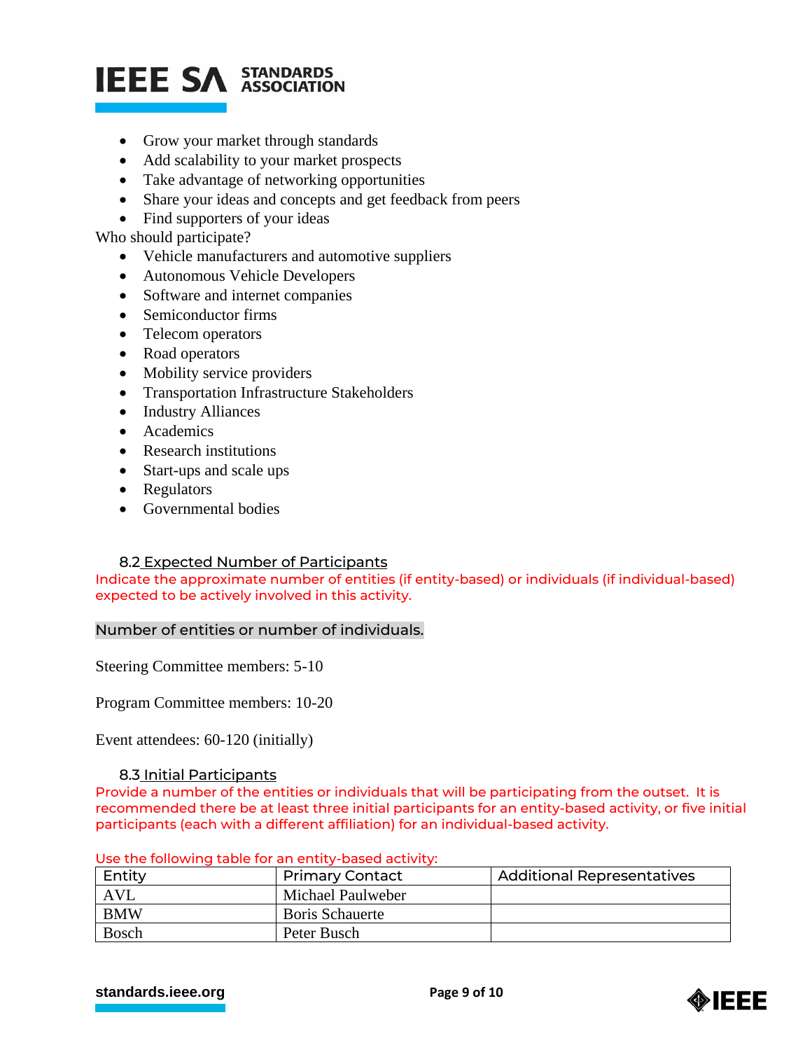- Grow your market through standards
- Add scalability to your market prospects
- Take advantage of networking opportunities
- Share your ideas and concepts and get feedback from peers
- Find supporters of your ideas

Who should participate?

- Vehicle manufacturers and automotive suppliers
- Autonomous Vehicle Developers
- Software and internet companies
- Semiconductor firms
- Telecom operators
- Road operators
- Mobility service providers
- Transportation Infrastructure Stakeholders
- Industry Alliances
- Academics
- Research institutions
- Start-ups and scale ups
- Regulators
- Governmental bodies

### 8.2 Expected Number of Participants

Indicate the approximate number of entities (if entity-based) or individuals (if individual-based) expected to be actively involved in this activity.

Number of entities or number of individuals.

Steering Committee members: 5-10

Program Committee members: 10-20

Event attendees: 60-120 (initially)

### 8.3 Initial Participants

Provide a number of the entities or individuals that will be participating from the outset. It is recommended there be at least three initial participants for an entity-based activity, or five initial participants (each with a different affiliation) for an individual-based activity.

Use the following table for an entity-based activity:

| Entity | Primary Contact | Additional Representatives |
| --- | --- | --- |
| AVL | Michael Paulweber | |
| BMW | Boris Schauerte | |
| Bosch | Peter Busch | |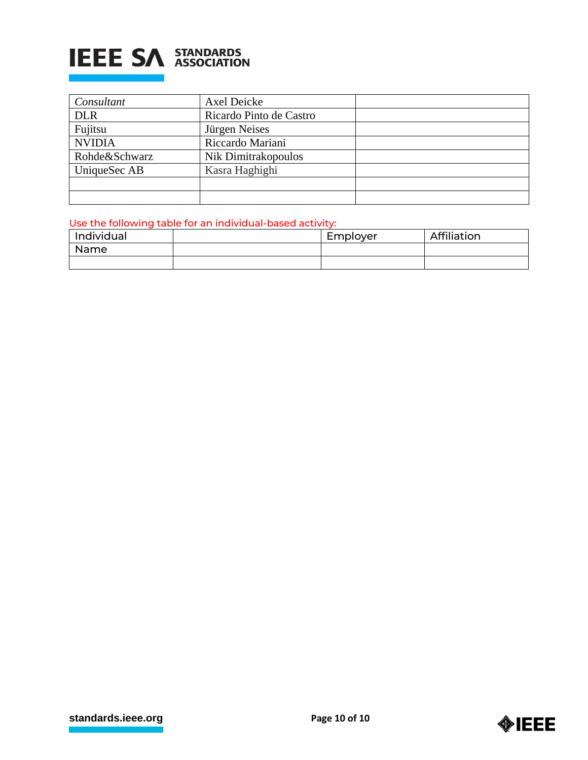| | | |
|---|---|---|
| *Consultant* | Axel Deicke | |
| DLR | Ricardo Pinto de Castro | |
| Fujitsu | Jürgen Neises | |
| NVIDIA | Riccardo Mariani | |
| Rohde&Schwarz | Nik Dimitrakopoulos | |
| UniqueSec AB | Kasra Haghighi | |
| | | |
| | | |

Use the following table for an individual-based activity:

| Individual | | Employer | Affiliation |
|---|---|---|---|
| Name | | | |
| | | | |